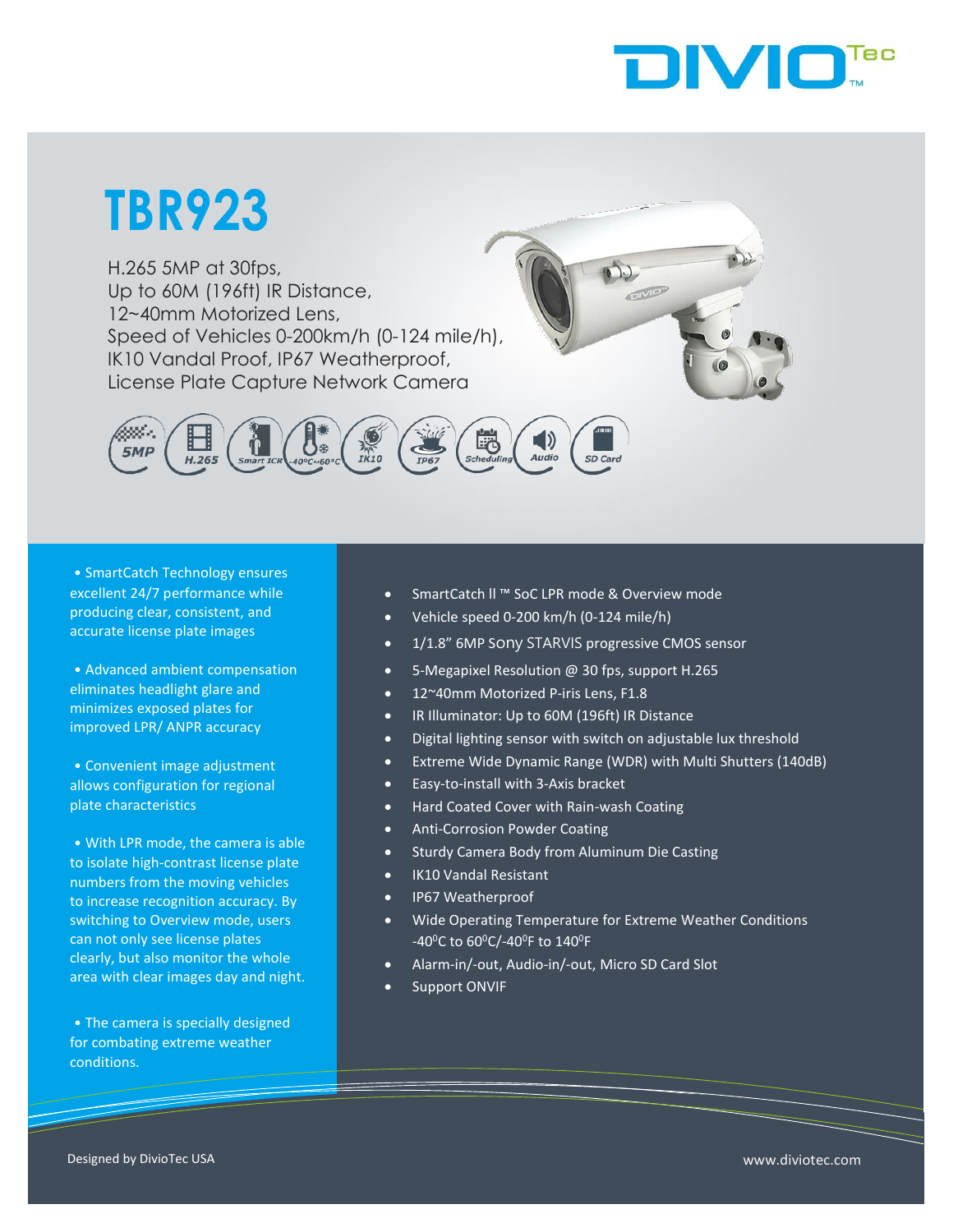# TBR923

H.265 5MP at 30fps,
Up to 60M (196ft) IR Distance,
12~40mm Motorized Lens,
Speed of Vehicles 0-200km/h (0-124 mile/h),
IK10 Vandal Proof, IP67 Weatherproof,
License Plate Capture Network Camera

5MP | H.265 | Smart ICR | -40°C~60°C | IK10 | IP67 | Scheduling | Audio | SD Card

- SmartCatch Technology ensures excellent 24/7 performance while producing clear, consistent, and accurate license plate images

- Advanced ambient compensation eliminates headlight glare and minimizes exposed plates for improved LPR/ ANPR accuracy

- Convenient image adjustment allows configuration for regional plate characteristics

- With LPR mode, the camera is able to isolate high-contrast license plate numbers from the moving vehicles to increase recognition accuracy. By switching to Overview mode, users can not only see license plates clearly, but also monitor the whole area with clear images day and night.

- The camera is specially designed for combating extreme weather conditions.

- SmartCatch II ™ SoC LPR mode & Overview mode
- Vehicle speed 0-200 km/h (0-124 mile/h)
- 1/1.8" 6MP Sony STARVIS progressive CMOS sensor
- 5-Megapixel Resolution @ 30 fps, support H.265
- 12~40mm Motorized P-iris Lens, F1.8
- IR Illuminator: Up to 60M (196ft) IR Distance
- Digital lighting sensor with switch on adjustable lux threshold
- Extreme Wide Dynamic Range (WDR) with Multi Shutters (140dB)
- Easy-to-install with 3-Axis bracket
- Hard Coated Cover with Rain-wash Coating
- Anti-Corrosion Powder Coating
- Sturdy Camera Body from Aluminum Die Casting
- IK10 Vandal Resistant
- IP67 Weatherproof
- Wide Operating Temperature for Extreme Weather Conditions -40$^0$C to 60$^0$C/-40$^0$F to 140$^0$F
- Alarm-in/-out, Audio-in/-out, Micro SD Card Slot
- Support ONVIF

Designed by DivioTec USA

www.diviotec.com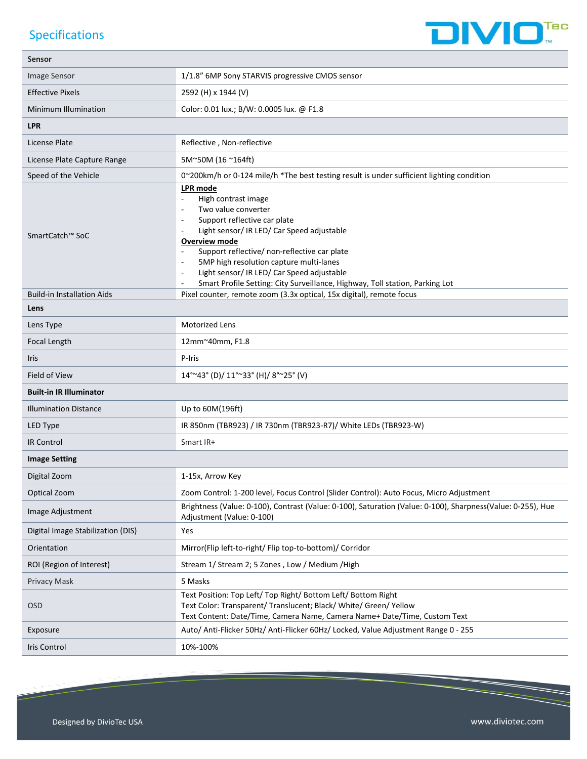## Specifications

| | |
|---|---|
| **Sensor** | |
| Image Sensor | 1/1.8" 6MP Sony STARVIS progressive CMOS sensor |
| Effective Pixels | 2592 (H) x 1944 (V) |
| Minimum Illumination | Color: 0.01 lux.; B/W: 0.0005 lux. @ F1.8 |
| **LPR** | |
| License Plate | Reflective , Non-reflective |
| License Plate Capture Range | 5M~50M (16 ~164ft) |
| Speed of the Vehicle | 0~200km/h or 0-124 mile/h *The best testing result is under sufficient lighting condition |
| SmartCatch™ SoC | **LPR mode**<br>- High contrast image<br>- Two value converter<br>- Support reflective car plate<br>- Light sensor/ IR LED/ Car Speed adjustable<br>**Overview mode**<br>- Support reflective/ non-reflective car plate<br>- 5MP high resolution capture multi-lanes<br>- Light sensor/ IR LED/ Car Speed adjustable<br>- Smart Profile Setting: City Surveillance, Highway, Toll station, Parking Lot |
| Build-in Installation Aids | Pixel counter, remote zoom (3.3x optical, 15x digital), remote focus |
| **Lens** | |
| Lens Type | Motorized Lens |
| Focal Length | 12mm~40mm, F1.8 |
| Iris | P-Iris |
| Field of View | 14°~43° (D)/ 11°~33° (H)/ 8°~25° (V) |
| **Built-in IR Illuminator** | |
| Illumination Distance | Up to 60M(196ft) |
| LED Type | IR 850nm (TBR923) / IR 730nm (TBR923-R7)/ White LEDs (TBR923-W) |
| IR Control | Smart IR+ |
| **Image Setting** | |
| Digital Zoom | 1-15x, Arrow Key |
| Optical Zoom | Zoom Control: 1-200 level, Focus Control (Slider Control): Auto Focus, Micro Adjustment |
| Image Adjustment | Brightness (Value: 0-100), Contrast (Value: 0-100), Saturation (Value: 0-100), Sharpness(Value: 0-255), Hue Adjustment (Value: 0-100) |
| Digital Image Stabilization (DIS) | Yes |
| Orientation | Mirror(Flip left-to-right/ Flip top-to-bottom)/ Corridor |
| ROI (Region of Interest) | Stream 1/ Stream 2; 5 Zones , Low / Medium /High |
| Privacy Mask | 5 Masks |
| OSD | Text Position: Top Left/ Top Right/ Bottom Left/ Bottom Right<br>Text Color: Transparent/ Translucent; Black/ White/ Green/ Yellow<br>Text Content: Date/Time, Camera Name, Camera Name+ Date/Time, Custom Text |
| Exposure | Auto/ Anti-Flicker 50Hz/ Anti-Flicker 60Hz/ Locked, Value Adjustment Range 0 - 255 |
| Iris Control | 10%-100% |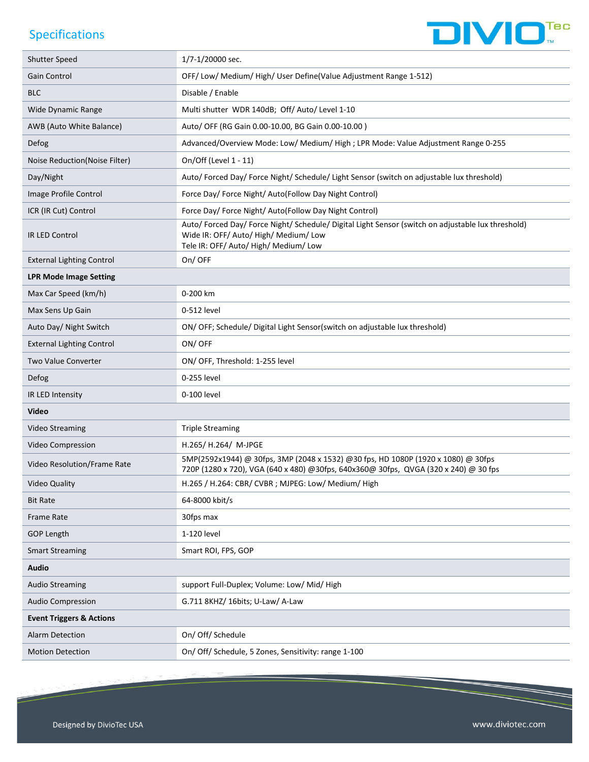## Specifications

| | |
|---|---|
| Shutter Speed | 1/7-1/20000 sec. |
| Gain Control | OFF/ Low/ Medium/ High/ User Define(Value Adjustment Range 1-512) |
| BLC | Disable / Enable |
| Wide Dynamic Range | Multi shutter WDR 140dB; Off/ Auto/ Level 1-10 |
| AWB (Auto White Balance) | Auto/ OFF (RG Gain 0.00-10.00, BG Gain 0.00-10.00 ) |
| Defog | Advanced/Overview Mode: Low/ Medium/ High ; LPR Mode: Value Adjustment Range 0-255 |
| Noise Reduction(Noise Filter) | On/Off (Level 1 - 11) |
| Day/Night | Auto/ Forced Day/ Force Night/ Schedule/ Light Sensor (switch on adjustable lux threshold) |
| Image Profile Control | Force Day/ Force Night/ Auto(Follow Day Night Control) |
| ICR (IR Cut) Control | Force Day/ Force Night/ Auto(Follow Day Night Control) |
| IR LED Control | Auto/ Forced Day/ Force Night/ Schedule/ Digital Light Sensor (switch on adjustable lux threshold)<br>Wide IR: OFF/ Auto/ High/ Medium/ Low<br>Tele IR: OFF/ Auto/ High/ Medium/ Low |
| External Lighting Control | On/ OFF |
| **LPR Mode Image Setting** | |
| Max Car Speed (km/h) | 0-200 km |
| Max Sens Up Gain | 0-512 level |
| Auto Day/ Night Switch | ON/ OFF; Schedule/ Digital Light Sensor(switch on adjustable lux threshold) |
| External Lighting Control | ON/ OFF |
| Two Value Converter | ON/ OFF, Threshold: 1-255 level |
| Defog | 0-255 level |
| IR LED Intensity | 0-100 level |
| **Video** | |
| Video Streaming | Triple Streaming |
| Video Compression | H.265/ H.264/ M-JPGE |
| Video Resolution/Frame Rate | 5MP(2592x1944) @ 30fps, 3MP (2048 x 1532) @30 fps, HD 1080P (1920 x 1080) @ 30fps<br>720P (1280 x 720), VGA (640 x 480) @30fps, 640x360@ 30fps, QVGA (320 x 240) @ 30 fps |
| Video Quality | H.265 / H.264: CBR/ CVBR ; MJPEG: Low/ Medium/ High |
| Bit Rate | 64-8000 kbit/s |
| Frame Rate | 30fps max |
| GOP Length | 1-120 level |
| Smart Streaming | Smart ROI, FPS, GOP |
| **Audio** | |
| Audio Streaming | support Full-Duplex; Volume: Low/ Mid/ High |
| Audio Compression | G.711 8KHZ/ 16bits; U-Law/ A-Law |
| **Event Triggers & Actions** | |
| Alarm Detection | On/ Off/ Schedule |
| Motion Detection | On/ Off/ Schedule, 5 Zones, Sensitivity: range 1-100 |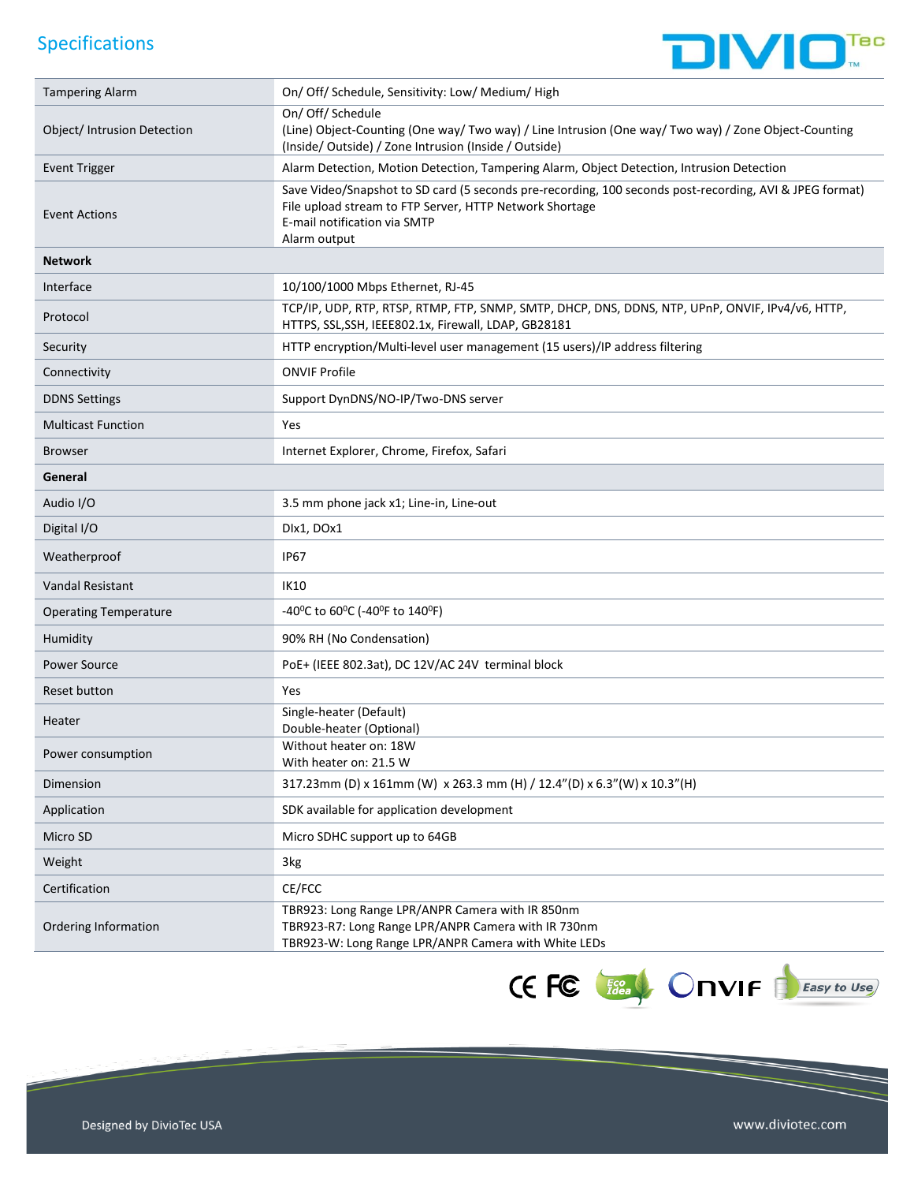## Specifications

| | |
|---|---|
| Tampering Alarm | On/ Off/ Schedule, Sensitivity: Low/ Medium/ High |
| Object/ Intrusion Detection | On/ Off/ Schedule<br>(Line) Object-Counting (One way/ Two way) / Line Intrusion (One way/ Two way) / Zone Object-Counting (Inside/ Outside) / Zone Intrusion (Inside / Outside) |
| Event Trigger | Alarm Detection, Motion Detection, Tampering Alarm, Object Detection, Intrusion Detection |
| Event Actions | Save Video/Snapshot to SD card (5 seconds pre-recording, 100 seconds post-recording, AVI & JPEG format)<br>File upload stream to FTP Server, HTTP Network Shortage<br>E-mail notification via SMTP<br>Alarm output |
| **Network** | |
| Interface | 10/100/1000 Mbps Ethernet, RJ-45 |
| Protocol | TCP/IP, UDP, RTP, RTSP, RTMP, FTP, SNMP, SMTP, DHCP, DNS, DDNS, NTP, UPnP, ONVIF, IPv4/v6, HTTP, HTTPS, SSL,SSH, IEEE802.1x, Firewall, LDAP, GB28181 |
| Security | HTTP encryption/Multi-level user management (15 users)/IP address filtering |
| Connectivity | ONVIF Profile |
| DDNS Settings | Support DynDNS/NO-IP/Two-DNS server |
| Multicast Function | Yes |
| Browser | Internet Explorer, Chrome, Firefox, Safari |
| **General** | |
| Audio I/O | 3.5 mm phone jack x1; Line-in, Line-out |
| Digital I/O | DIx1, DOx1 |
| Weatherproof | IP67 |
| Vandal Resistant | IK10 |
| Operating Temperature | -40$^0$C to 60$^0$C (-40$^0$F to 140$^0$F) |
| Humidity | 90% RH (No Condensation) |
| Power Source | PoE+ (IEEE 802.3at), DC 12V/AC 24V terminal block |
| Reset button | Yes |
| Heater | Single-heater (Default)<br>Double-heater (Optional) |
| Power consumption | Without heater on: 18W<br>With heater on: 21.5 W |
| Dimension | 317.23mm (D) x 161mm (W) x 263.3 mm (H) / 12.4"(D) x 6.3"(W) x 10.3"(H) |
| Application | SDK available for application development |
| Micro SD | Micro SDHC support up to 64GB |
| Weight | 3kg |
| Certification | CE/FCC |
| Ordering Information | TBR923: Long Range LPR/ANPR Camera with IR 850nm<br>TBR923-R7: Long Range LPR/ANPR Camera with IR 730nm<br>TBR923-W: Long Range LPR/ANPR Camera with White LEDs |

Designed by DivioTec USA

www.diviotec.com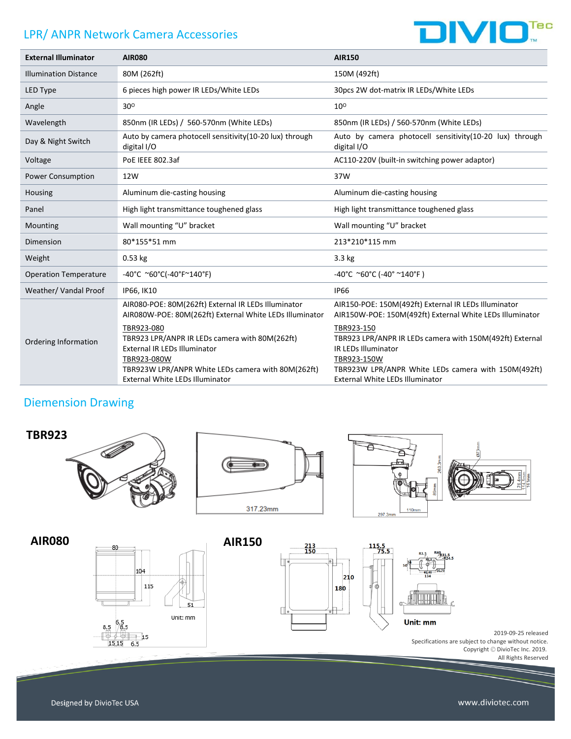## LPR/ ANPR Network Camera Accessories

| External Illuminator | AIR080 | AIR150 |
|---|---|---|
| Illumination Distance | 80M (262ft) | 150M (492ft) |
| LED Type | 6 pieces high power IR LEDs/White LEDs | 30pcs 2W dot-matrix IR LEDs/White LEDs |
| Angle | 30º | 10º |
| Wavelength | 850nm (IR LEDs) / 560-570nm (White LEDs) | 850nm (IR LEDs) / 560-570nm (White LEDs) |
| Day & Night Switch | Auto by camera photocell sensitivity(10-20 lux) through digital I/O | Auto by camera photocell sensitivity(10-20 lux) through digital I/O |
| Voltage | PoE IEEE 802.3af | AC110-220V (built-in switching power adaptor) |
| Power Consumption | 12W | 37W |
| Housing | Aluminum die-casting housing | Aluminum die-casting housing |
| Panel | High light transmittance toughened glass | High light transmittance toughened glass |
| Mounting | Wall mounting "U" bracket | Wall mounting "U" bracket |
| Dimension | 80*155*51 mm | 213*210*115 mm |
| Weight | 0.53 kg | 3.3 kg |
| Operation Temperature | -40°C ~60°C(-40°F~140°F) | -40°C ~60°C (-40° ~140°F ) |
| Weather/ Vandal Proof | IP66, IK10 | IP66 |
| Ordering Information | AIR080-POE: 80M(262ft) External IR LEDs Illuminator<br>AIR080W-POE: 80M(262ft) External White LEDs Illuminator<br>TBR923-080<br>TBR923 LPR/ANPR IR LEDs camera with 80M(262ft) External IR LEDs Illuminator<br>TBR923-080W<br>TBR923W LPR/ANPR White LEDs camera with 80M(262ft) External White LEDs Illuminator | AIR150-POE: 150M(492ft) External IR LEDs Illuminator<br>AIR150W-POE: 150M(492ft) External White LEDs Illuminator<br>TBR923-150<br>TBR923 LPR/ANPR IR LEDs camera with 150M(492ft) External IR LEDs Illuminator<br>TBR923-150W<br>TBR923W LPR/ANPR White LEDs camera with 150M(492ft) External White LEDs Illuminator |

## Diemension Drawing

### TBR923

317.23mm

263.3mm
89mm
110mm
297.3mm
Ø73mm
78.4mm
114.1mm
161mm

### AIR080

80
104
115
51
Unit: mm
6.5
8.5
8.5
15
15.15
6.5

### AIR150

213
150
210
180
115.5
75.5
Unit: mm

2019-09-25 released
Specifications are subject to change without notice.
Copyright © DivioTec Inc. 2019.
All Rights Reserved

Designed by DivioTec USA

www.diviotec.com